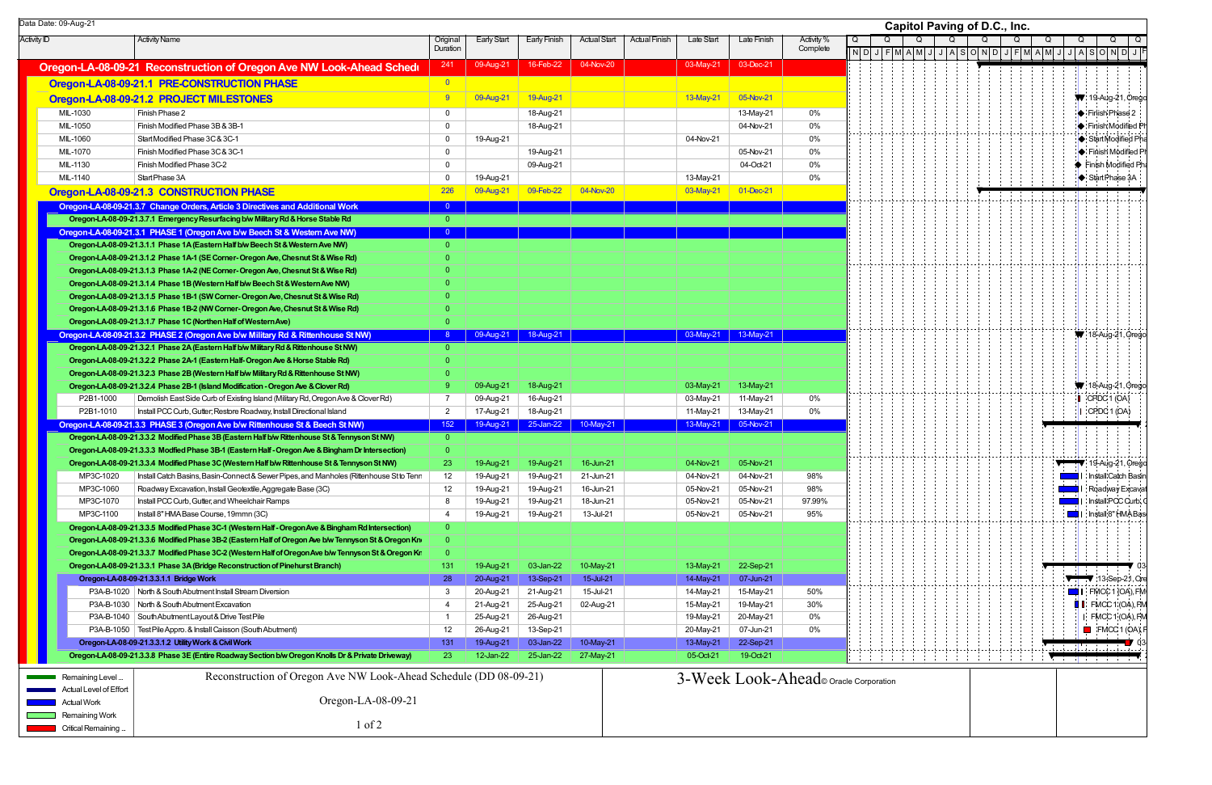Data Date: 09-Aug-21

# Capitol Paving of D.C., Inc.

| Activity ID | Activity Name | Original Duration | Early Start | Early Finish | Actual Start | Actual Finish | Late Start | Late Finish | Activity % Complete |
|---|---|---|---|---|---|---|---|---|---|
| **Oregon-LA-08-09-21** | **Reconstruction of Oregon Ave NW Look-Ahead Schedule** | 241 | 09-Aug-21 | 16-Feb-22 | 04-Nov-20 | | 03-May-21 | 03-Dec-21 | |
| **Oregon-LA-08-09-21.1** | **PRE-CONSTRUCTION PHASE** | 0 | | | | | | | |
| **Oregon-LA-08-09-21.2** | **PROJECT MILESTONES** | 9 | 09-Aug-21 | 19-Aug-21 | | | 13-May-21 | 05-Nov-21 | |
| MIL-1030 | Finish Phase 2 | 0 | | 18-Aug-21 | | | | 13-May-21 | 0% |
| MIL-1050 | Finish Modified Phase 3B & 3B-1 | 0 | | 18-Aug-21 | | | | 04-Nov-21 | 0% |
| MIL-1060 | Start Modified Phase 3C & 3C-1 | 0 | 19-Aug-21 | | | | 04-Nov-21 | | 0% |
| MIL-1070 | Finish Modified Phase 3C & 3C-1 | 0 | | 19-Aug-21 | | | | 05-Nov-21 | 0% |
| MIL-1130 | Finish Modified Phase 3C-2 | 0 | | 09-Aug-21 | | | | 04-Oct-21 | 0% |
| MIL-1140 | Start Phase 3A | 0 | 19-Aug-21 | | | | 13-May-21 | | 0% |
| **Oregon-LA-08-09-21.3** | **CONSTRUCTION PHASE** | 226 | 09-Aug-21 | 09-Feb-22 | 04-Nov-20 | | 03-May-21 | 01-Dec-21 | |
| **Oregon-LA-08-09-21.3.7** | **Change Orders, Article 3 Directives and Additional Work** | 0 | | | | | | | |
| **Oregon-LA-08-09-21.3.7.1** | **Emergency Resurfacing b/w Military Rd & Horse Stable Rd** | 0 | | | | | | | |
| **Oregon-LA-08-09-21.3.1** | **PHASE 1 (Oregon Ave b/w Beech St & Western Ave NW)** | 0 | | | | | | | |
| **Oregon-LA-08-09-21.3.1.1** | **Phase 1A (Eastern Half b/w Beech St & Western Ave NW)** | 0 | | | | | | | |
| **Oregon-LA-08-09-21.3.1.2** | **Phase 1A-1 (SE Corner- Oregon Ave, Chesnut St & Wise Rd)** | 0 | | | | | | | |
| **Oregon-LA-08-09-21.3.1.3** | **Phase 1A-2 (NE Corner- Oregon Ave, Chesnut St & Wise Rd)** | 0 | | | | | | | |
| **Oregon-LA-08-09-21.3.1.4** | **Phase 1B (Western Half b/w Beech St & Western Ave NW)** | 0 | | | | | | | |
| **Oregon-LA-08-09-21.3.1.5** | **Phase 1B-1 (SW Corner- Oregon Ave, Chesnut St & Wise Rd)** | 0 | | | | | | | |
| **Oregon-LA-08-09-21.3.1.6** | **Phase 1B-2 (NW Corner- Oregon Ave, Chesnut St & Wise Rd)** | 0 | | | | | | | |
| **Oregon-LA-08-09-21.3.1.7** | **Phase 1C (Northen Half of Western Ave)** | 0 | | | | | | | |
| **Oregon-LA-08-09-21.3.2** | **PHASE 2 (Oregon Ave b/w Military Rd & Rittenhouse St NW)** | 8 | 09-Aug-21 | 18-Aug-21 | | | 03-May-21 | 13-May-21 | |
| **Oregon-LA-08-09-21.3.2.1** | **Phase 2A (Eastern Half b/w Military Rd & Rittenhouse St NW)** | 0 | | | | | | | |
| **Oregon-LA-08-09-21.3.2.2** | **Phase 2A-1 (Eastern Half- Oregon Ave & Horse Stable Rd)** | 0 | | | | | | | |
| **Oregon-LA-08-09-21.3.2.3** | **Phase 2B (Western Half b/w Military Rd & Rittenhouse St NW)** | 0 | | | | | | | |
| **Oregon-LA-08-09-21.3.2.4** | **Phase 2B-1 (Island Modification - Oregon Ave & Clover Rd)** | 9 | 09-Aug-21 | 18-Aug-21 | | | 03-May-21 | 13-May-21 | |
| P2B1-1000 | Demolish East Side Curb of Existing Island (Military Rd, Oregon Ave & Clover Rd) | 7 | 09-Aug-21 | 16-Aug-21 | | | 03-May-21 | 11-May-21 | 0% |
| P2B1-1010 | Install PCC Curb, Gutter, Restore Roadway, Install Directional Island | 2 | 17-Aug-21 | 18-Aug-21 | | | 11-May-21 | 13-May-21 | 0% |
| **Oregon-LA-08-09-21.3.3** | **PHASE 3 (Oregon Ave b/w Rittenhouse St & Beech St NW)** | 152 | 19-Aug-21 | 25-Jan-22 | 10-May-21 | | 13-May-21 | 05-Nov-21 | |
| **Oregon-LA-08-09-21.3.3.2** | **Modified Phase 3B (Eastern Half b/w Rittenhouse St & Tennyson St NW)** | 0 | | | | | | | |
| **Oregon-LA-08-09-21.3.3.3** | **Modfied Phase 3B-1 (Eastern Half - Oregon Ave & Bingham Dr Intersection)** | 0 | | | | | | | |
| **Oregon-LA-08-09-21.3.3.4** | **Modified Phase 3C (Western Half b/w Rittenhouse St & Tennyson St NW)** | 23 | 19-Aug-21 | 19-Aug-21 | 16-Jun-21 | | 04-Nov-21 | 05-Nov-21 | |
| MP3C-1020 | Install Catch Basins, Basin-Connect & Sewer Pipes, and Manholes (Rittenhouse St to Tenn | 12 | 19-Aug-21 | 19-Aug-21 | 21-Jun-21 | | 04-Nov-21 | 04-Nov-21 | 98% |
| MP3C-1060 | Roadway Excavation, Install Geotextile, Aggregate Base (3C) | 12 | 19-Aug-21 | 19-Aug-21 | 16-Jun-21 | | 05-Nov-21 | 05-Nov-21 | 98% |
| MP3C-1070 | Install PCC Curb, Gutter, and Wheelchair Ramps | 8 | 19-Aug-21 | 19-Aug-21 | 18-Jun-21 | | 05-Nov-21 | 05-Nov-21 | 97.99% |
| MP3C-1100 | Install 8" HMA Base Course, 19mmn (3C) | 4 | 19-Aug-21 | 19-Aug-21 | 13-Jul-21 | | 05-Nov-21 | 05-Nov-21 | 95% |
| **Oregon-LA-08-09-21.3.3.5** | **Modified Phase 3C-1 (Western Half - Oregon Ave & Bingham Rd Intersection)** | 0 | | | | | | | |
| **Oregon-LA-08-09-21.3.3.6** | **Modified Phase 3B-2 (Eastern Half of Oregon Ave b/w Tennyson St & Oregon Kn** | 0 | | | | | | | |
| **Oregon-LA-08-09-21.3.3.7** | **Modified Phase 3C-2 (Western Half of Oregon Ave b/w Tennyson St & Oregon Kn** | 0 | | | | | | | |
| **Oregon-LA-08-09-21.3.3.1** | **Phase 3A (Bridge Reconstruction of Pinehurst Branch)** | 131 | 19-Aug-21 | 03-Jan-22 | 10-May-21 | | 13-May-21 | 22-Sep-21 | |
| **Oregon-LA-08-09-21.3.3.1.1** | **Bridge Work** | 28 | 20-Aug-21 | 13-Sep-21 | 15-Jul-21 | | 14-May-21 | 07-Jun-21 | |
| P3A-B-1020 | North & South Abutment Install Stream Diversion | 3 | 20-Aug-21 | 21-Aug-21 | 15-Jul-21 | | 14-May-21 | 15-May-21 | 50% |
| P3A-B-1030 | North & South Abutment Excavation | 4 | 21-Aug-21 | 25-Aug-21 | 02-Aug-21 | | 15-May-21 | 19-May-21 | 30% |
| P3A-B-1040 | South Abutment Layout & Drive Test Pile | 1 | 25-Aug-21 | 26-Aug-21 | | | 19-May-21 | 20-May-21 | 0% |
| P3A-B-1050 | Test Pile Appro. & Install Caisson (South Abutment) | 12 | 26-Aug-21 | 13-Sep-21 | | | 20-May-21 | 07-Jun-21 | 0% |
| **Oregon-LA-08-09-21.3.3.1.2** | **Utility Work & Civil Work** | 131 | 19-Aug-21 | 03-Jan-22 | 10-May-21 | | 13-May-21 | 22-Sep-21 | |
| **Oregon-LA-08-09-21.3.3.8** | **Phase 3E (Entire Roadway Section b/w Oregon Knolls Dr & Private Driveway)** | 23 | 12-Jan-22 | 25-Jan-22 | 27-May-21 | | 05-Oct-21 | 19-Oct-21 | |

Legend:
- Remaining Level ..
- Actual Level of Effort
- Actual Work
- Remaining Work
- Critical Remaining ..

Reconstruction of Oregon Ave NW Look-Ahead Schedule (DD 08-09-21)

Oregon-LA-08-09-21

3-Week Look-Ahead © Oracle Corporation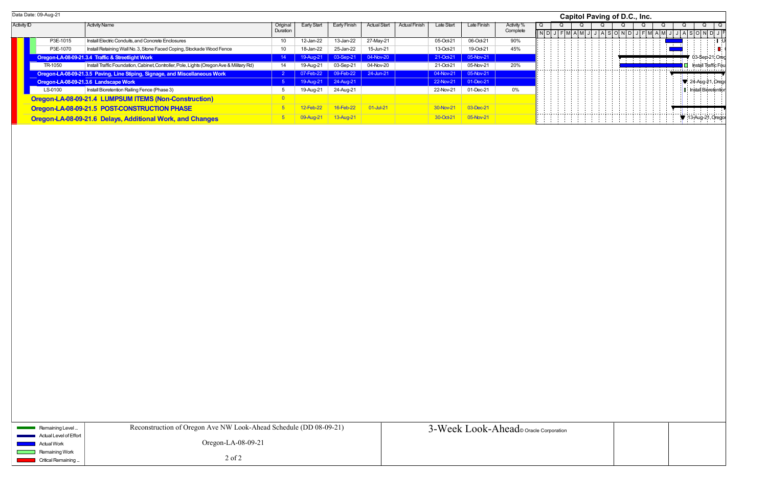Data Date: 09-Aug-21

**Capitol Paving of D.C., Inc.**

| Activity ID | Activity Name | Original Duration | Early Start | Early Finish | Actual Start | Actual Finish | Late Start | Late Finish | Activity % Complete |
|---|---|---|---|---|---|---|---|---|---|
| P3E-1015 | Install Electric Conduits, and Concrete Enclosures | 10 | 12-Jan-22 | 13-Jan-22 | 27-May-21 | | 05-Oct-21 | 06-Oct-21 | 90% |
| P3E-1070 | Install Retaining Wall No. 3, Stone Faced Coping, Stockade Wood Fence | 10 | 18-Jan-22 | 25-Jan-22 | 15-Jun-21 | | 13-Oct-21 | 19-Oct-21 | 45% |
| **Oregon-LA-08-09-21.3.4 Traffic & Streetlight Work** | | 14 | 19-Aug-21 | 03-Sep-21 | 04-Nov-20 | | 21-Oct-21 | 05-Nov-21 | |
| TR-1050 | Install Traffic Foundation, Cabinet, Controller, Pole, Lights (Oregon Ave & Military Rd) | 14 | 19-Aug-21 | 03-Sep-21 | 04-Nov-20 | | 21-Oct-21 | 05-Nov-21 | 20% |
| **Oregon-LA-08-09-21.3.5 Paving, Line Stiping, Signage, and Miscellaneous Work** | | 2 | 07-Feb-22 | 09-Feb-22 | 24-Jun-21 | | 04-Nov-21 | 05-Nov-21 | |
| **Oregon-LA-08-09-21.3.6 Landscape Work** | | 5 | 19-Aug-21 | 24-Aug-21 | | | 22-Nov-21 | 01-Dec-21 | |
| LS-0100 | Install Bioretention Railing Fence (Phase 3) | 5 | 19-Aug-21 | 24-Aug-21 | | | 22-Nov-21 | 01-Dec-21 | 0% |
| **Oregon-LA-08-09-21.4 LUMPSUM ITEMS (Non-Construction)** | | 0 | | | | | | | |
| **Oregon-LA-08-09-21.5 POST-CONSTRUCTION PHASE** | | 5 | 12-Feb-22 | 16-Feb-22 | 01-Jul-21 | | 30-Nov-21 | 03-Dec-21 | |
| **Oregon-LA-08-09-21.6 Delays, Additional Work, and Changes** | | 5 | 09-Aug-21 | 13-Aug-21 | | | 30-Oct-21 | 05-Nov-21 | |

03-Sep-21, Oreg
Install Traffic Fou
24-Aug-21, Orego
Install Bioretention
13-Aug-21, Orego

Remaining Level ...
Actual Level of Effort
Actual Work
Remaining Work
Critical Remaining ...

Reconstruction of Oregon Ave NW Look-Ahead Schedule (DD 08-09-21)

Oregon-LA-08-09-21

3-Week Look-Ahead © Oracle Corporation